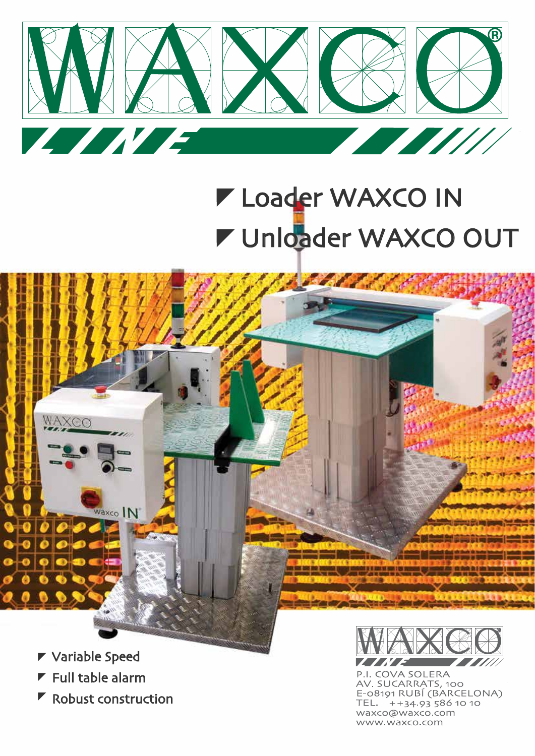# WAXCO® LINE

- Loader WAXCO IN
- Unloader WAXCO OUT

- Variable Speed
- Full table alarm
- Robust construction

WAXCO® LINE

P.I. COVA SOLERA
AV. SUCARRATS, 100
E-08191 RUBÍ (BARCELONA)
TEL. ++34.93 586 10 10
waxco@waxco.com
www.waxco.com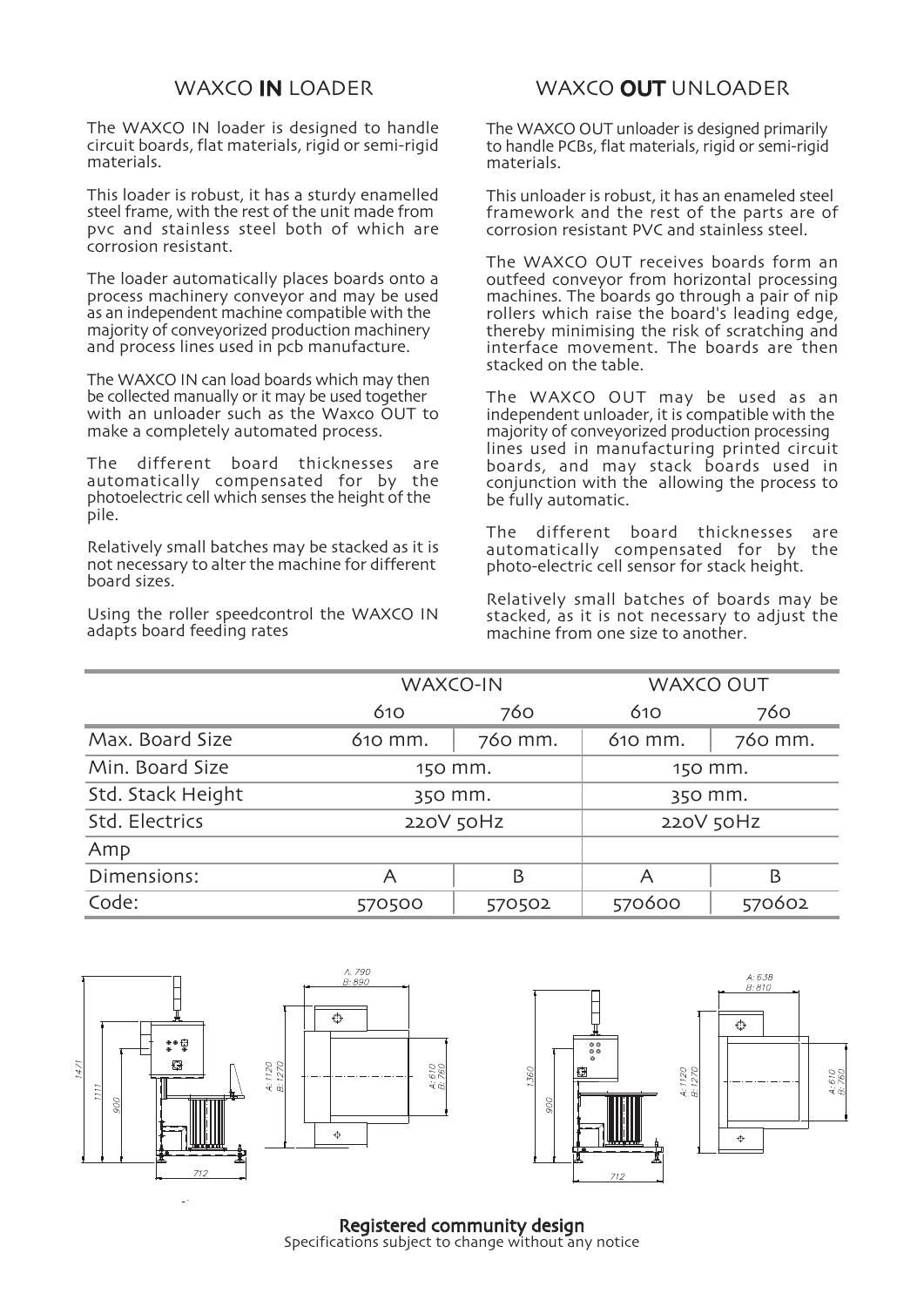## WAXCO **IN** LOADER

The WAXCO IN loader is designed to handle circuit boards, flat materials, rigid or semi-rigid materials.

This loader is robust, it has a sturdy enamelled steel frame, with the rest of the unit made from pvc and stainless steel both of which are corrosion resistant.

The loader automatically places boards onto a process machinery conveyor and may be used as an independent machine compatible with the majority of conveyorized production machinery and process lines used in pcb manufacture.

The WAXCO IN can load boards which may then be collected manually or it may be used together with an unloader such as the Waxco OUT to make a completely automated process.

The different board thicknesses are automatically compensated for by the photoelectric cell which senses the height of the pile.

Relatively small batches may be stacked as it is not necessary to alter the machine for different board sizes.

Using the roller speedcontrol the WAXCO IN adapts board feeding rates

## WAXCO **OUT** UNLOADER

The WAXCO OUT unloader is designed primarily to handle PCBs, flat materials, rigid or semi-rigid materials.

This unloader is robust, it has an enameled steel framework and the rest of the parts are of corrosion resistant PVC and stainless steel.

The WAXCO OUT receives boards form an outfeed conveyor from horizontal processing machines. The boards go through a pair of nip rollers which raise the board's leading edge, thereby minimising the risk of scratching and interface movement. The boards are then stacked on the table.

The WAXCO OUT may be used as an independent unloader, it is compatible with the majority of conveyorized production processing lines used in manufacturing printed circuit boards, and may stack boards used in conjunction with the allowing the process to be fully automatic.

The different board thicknesses are automatically compensated for by the photo-electric cell sensor for stack height.

Relatively small batches of boards may be stacked, as it is not necessary to adjust the machine from one size to another.

| | WAXCO-IN | | WAXCO OUT | |
|---|---|---|---|---|
| | 610 | 760 | 610 | 760 |
| Max. Board Size | 610 mm. | 760 mm. | 610 mm. | 760 mm. |
| Min. Board Size | 150 mm. | | 150 mm. | |
| Std. Stack Height | 350 mm. | | 350 mm. | |
| Std. Electrics | 220V 50Hz | | 220V 50Hz | |
| Amp | | | | |
| Dimensions: | A | B | A | B |
| Code: | 570500 | 570502 | 570600 | 570602 |

1471
1111
900
712
A: 790
B: 890
A: 1120
B: 1270
A: 610
B: 760

1360
900
712
A: 638
B: 810
A: 1120
B: 1270
A: 610
B: 760

**Registered community design**
Specifications subject to change without any notice